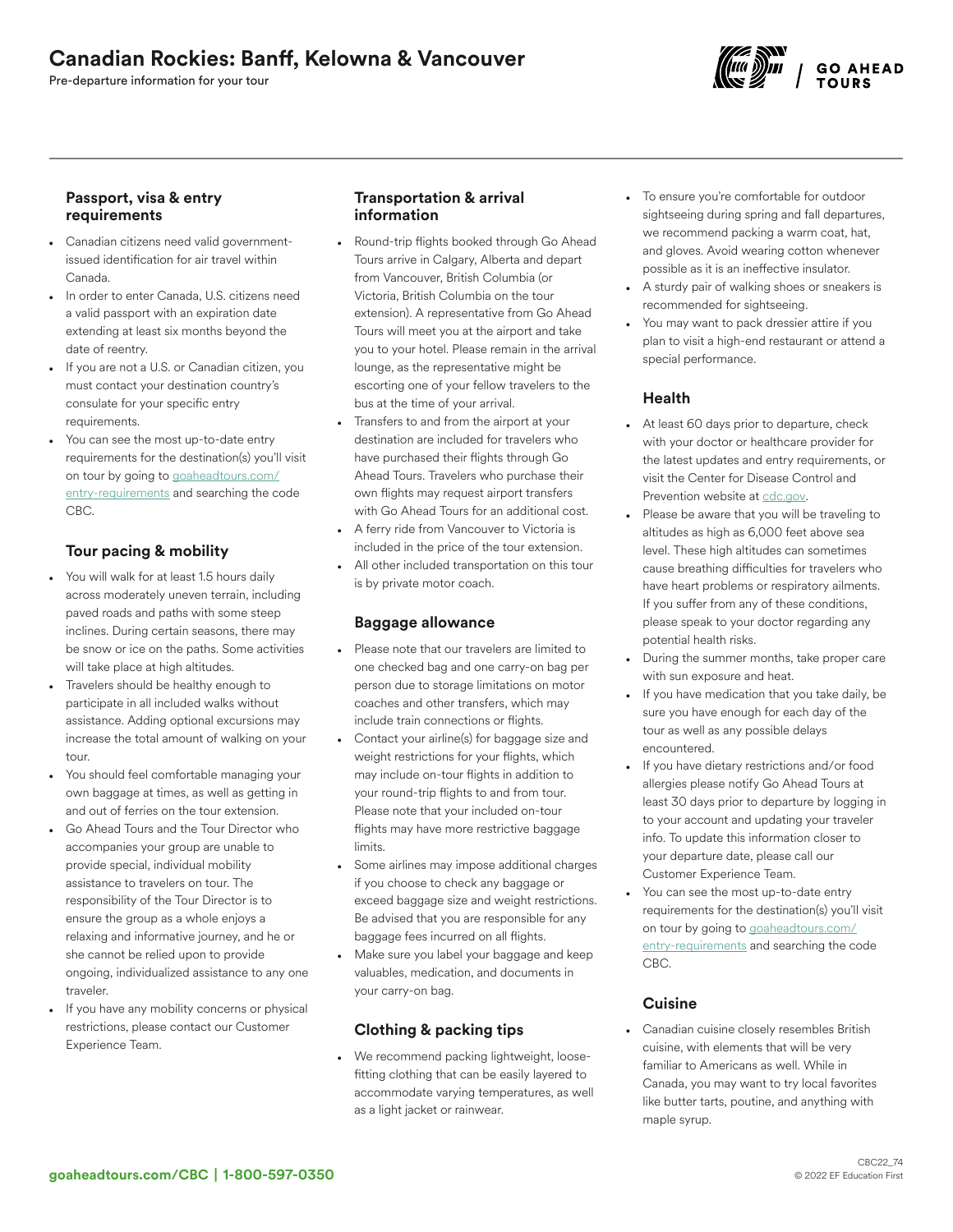# Canadian Rockies: Banff, Kelowna & Vancouver

Pre-departure information for your tour

### Passport, visa & entry requirements

- Canadian citizens need valid government-issued identification for air travel within Canada.
- In order to enter Canada, U.S. citizens need a valid passport with an expiration date extending at least six months beyond the date of reentry.
- If you are not a U.S. or Canadian citizen, you must contact your destination country's consulate for your specific entry requirements.
- You can see the most up-to-date entry requirements for the destination(s) you'll visit on tour by going to goaheadtours.com/entry-requirements and searching the code CBC.

### Tour pacing & mobility

- You will walk for at least 1.5 hours daily across moderately uneven terrain, including paved roads and paths with some steep inclines. During certain seasons, there may be snow or ice on the paths. Some activities will take place at high altitudes.
- Travelers should be healthy enough to participate in all included walks without assistance. Adding optional excursions may increase the total amount of walking on your tour.
- You should feel comfortable managing your own baggage at times, as well as getting in and out of ferries on the tour extension.
- Go Ahead Tours and the Tour Director who accompanies your group are unable to provide special, individual mobility assistance to travelers on tour. The responsibility of the Tour Director is to ensure the group as a whole enjoys a relaxing and informative journey, and he or she cannot be relied upon to provide ongoing, individualized assistance to any one traveler.
- If you have any mobility concerns or physical restrictions, please contact our Customer Experience Team.

### Transportation & arrival information

- Round-trip flights booked through Go Ahead Tours arrive in Calgary, Alberta and depart from Vancouver, British Columbia (or Victoria, British Columbia on the tour extension). A representative from Go Ahead Tours will meet you at the airport and take you to your hotel. Please remain in the arrival lounge, as the representative might be escorting one of your fellow travelers to the bus at the time of your arrival.
- Transfers to and from the airport at your destination are included for travelers who have purchased their flights through Go Ahead Tours. Travelers who purchase their own flights may request airport transfers with Go Ahead Tours for an additional cost.
- A ferry ride from Vancouver to Victoria is included in the price of the tour extension.
- All other included transportation on this tour is by private motor coach.

### Baggage allowance

- Please note that our travelers are limited to one checked bag and one carry-on bag per person due to storage limitations on motor coaches and other transfers, which may include train connections or flights.
- Contact your airline(s) for baggage size and weight restrictions for your flights, which may include on-tour flights in addition to your round-trip flights to and from tour. Please note that your included on-tour flights may have more restrictive baggage limits.
- Some airlines may impose additional charges if you choose to check any baggage or exceed baggage size and weight restrictions. Be advised that you are responsible for any baggage fees incurred on all flights.
- Make sure you label your baggage and keep valuables, medication, and documents in your carry-on bag.

### Clothing & packing tips

- We recommend packing lightweight, loose-fitting clothing that can be easily layered to accommodate varying temperatures, as well as a light jacket or rainwear.
- To ensure you're comfortable for outdoor sightseeing during spring and fall departures, we recommend packing a warm coat, hat, and gloves. Avoid wearing cotton whenever possible as it is an ineffective insulator.
- A sturdy pair of walking shoes or sneakers is recommended for sightseeing.
- You may want to pack dressier attire if you plan to visit a high-end restaurant or attend a special performance.

### Health

- At least 60 days prior to departure, check with your doctor or healthcare provider for the latest updates and entry requirements, or visit the Center for Disease Control and Prevention website at cdc.gov.
- Please be aware that you will be traveling to altitudes as high as 6,000 feet above sea level. These high altitudes can sometimes cause breathing difficulties for travelers who have heart problems or respiratory ailments. If you suffer from any of these conditions, please speak to your doctor regarding any potential health risks.
- During the summer months, take proper care with sun exposure and heat.
- If you have medication that you take daily, be sure you have enough for each day of the tour as well as any possible delays encountered.
- If you have dietary restrictions and/or food allergies please notify Go Ahead Tours at least 30 days prior to departure by logging in to your account and updating your traveler info. To update this information closer to your departure date, please call our Customer Experience Team.
- You can see the most up-to-date entry requirements for the destination(s) you'll visit on tour by going to goaheadtours.com/entry-requirements and searching the code CBC.

### Cuisine

- Canadian cuisine closely resembles British cuisine, with elements that will be very familiar to Americans as well. While in Canada, you may want to try local favorites like butter tarts, poutine, and anything with maple syrup.

goaheadtours.com/CBC | 1-800-597-0350

CBC22_74
© 2022 EF Education First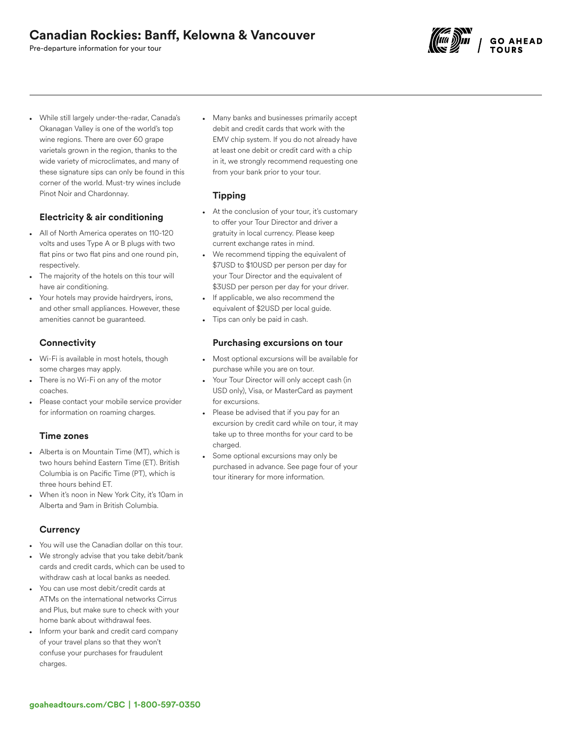- While still largely under-the-radar, Canada's Okanagan Valley is one of the world's top wine regions. There are over 60 grape varietals grown in the region, thanks to the wide variety of microclimates, and many of these signature sips can only be found in this corner of the world. Must-try wines include Pinot Noir and Chardonnay.

### Electricity & air conditioning

- All of North America operates on 110-120 volts and uses Type A or B plugs with two flat pins or two flat pins and one round pin, respectively.
- The majority of the hotels on this tour will have air conditioning.
- Your hotels may provide hairdryers, irons, and other small appliances. However, these amenities cannot be guaranteed.

### Connectivity

- Wi-Fi is available in most hotels, though some charges may apply.
- There is no Wi-Fi on any of the motor coaches.
- Please contact your mobile service provider for information on roaming charges.

### Time zones

- Alberta is on Mountain Time (MT), which is two hours behind Eastern Time (ET). British Columbia is on Pacific Time (PT), which is three hours behind ET.
- When it's noon in New York City, it's 10am in Alberta and 9am in British Columbia.

### Currency

- You will use the Canadian dollar on this tour.
- We strongly advise that you take debit/bank cards and credit cards, which can be used to withdraw cash at local banks as needed.
- You can use most debit/credit cards at ATMs on the international networks Cirrus and Plus, but make sure to check with your home bank about withdrawal fees.
- Inform your bank and credit card company of your travel plans so that they won't confuse your purchases for fraudulent charges.
- Many banks and businesses primarily accept debit and credit cards that work with the EMV chip system. If you do not already have at least one debit or credit card with a chip in it, we strongly recommend requesting one from your bank prior to your tour.

### Tipping

- At the conclusion of your tour, it's customary to offer your Tour Director and driver a gratuity in local currency. Please keep current exchange rates in mind.
- We recommend tipping the equivalent of $7USD to $10USD per person per day for your Tour Director and the equivalent of $3USD per person per day for your driver.
- If applicable, we also recommend the equivalent of $2USD per local guide.
- Tips can only be paid in cash.

### Purchasing excursions on tour

- Most optional excursions will be available for purchase while you are on tour.
- Your Tour Director will only accept cash (in USD only), Visa, or MasterCard as payment for excursions.
- Please be advised that if you pay for an excursion by credit card while on tour, it may take up to three months for your card to be charged.
- Some optional excursions may only be purchased in advance. See page four of your tour itinerary for more information.